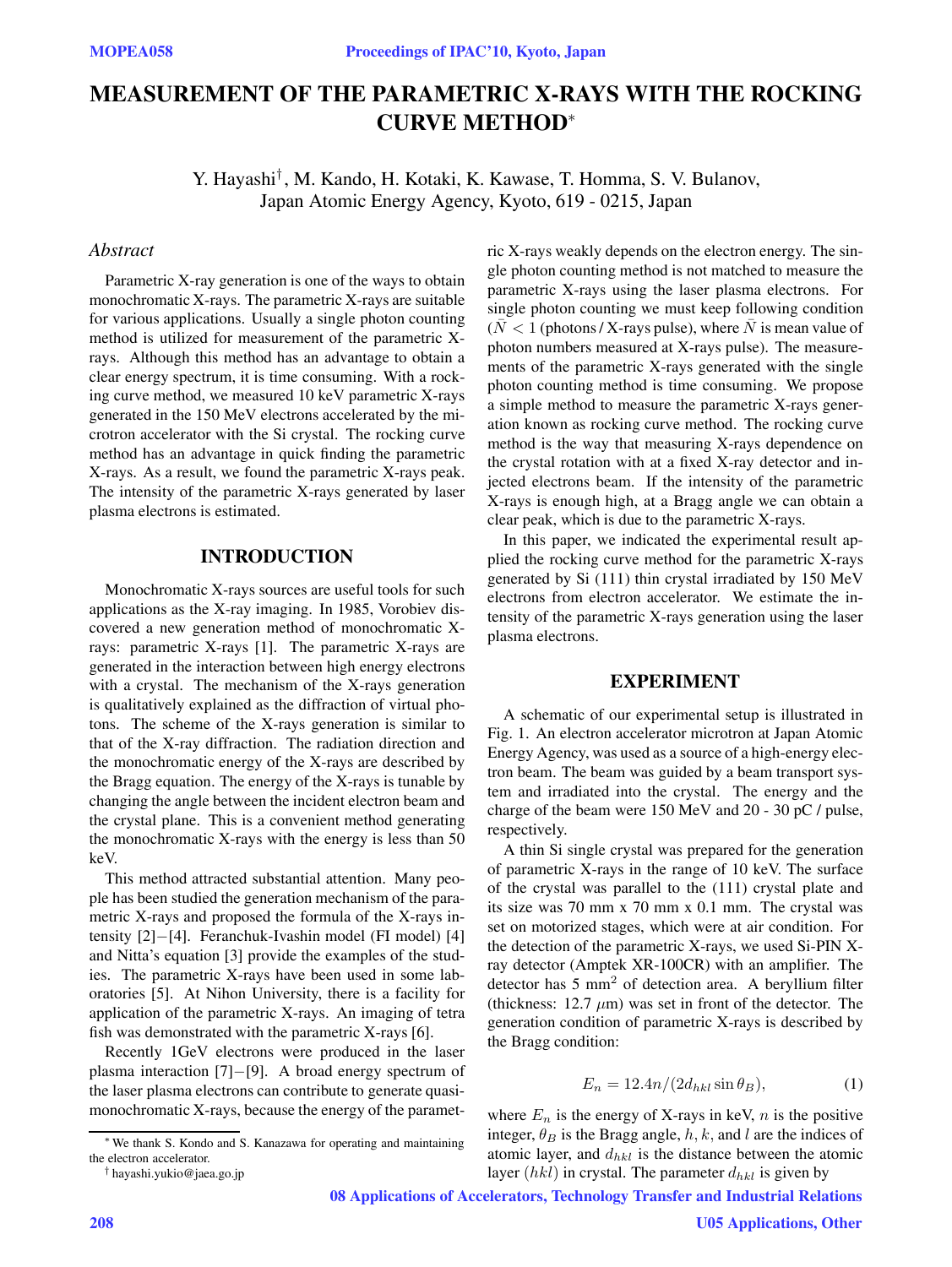# MEASUREMENT OF THE PARAMETRIC X-RAYS WITH THE ROCKING CURVE METHOD*

Y. Hayashi[†], M. Kando, H. Kotaki, K. Kawase, T. Homma, S. V. Bulanov,
Japan Atomic Energy Agency, Kyoto, 619 - 0215, Japan

## *Abstract*

Parametric X-ray generation is one of the ways to obtain monochromatic X-rays. The parametric X-rays are suitable for various applications. Usually a single photon counting method is utilized for measurement of the parametric X-rays. Although this method has an advantage to obtain a clear energy spectrum, it is time consuming. With a rocking curve method, we measured 10 keV parametric X-rays generated in the 150 MeV electrons accelerated by the microtron accelerator with the Si crystal. The rocking curve method has an advantage in quick finding the parametric X-rays. As a result, we found the parametric X-rays peak. The intensity of the parametric X-rays generated by laser plasma electrons is estimated.

## INTRODUCTION

Monochromatic X-rays sources are useful tools for such applications as the X-ray imaging. In 1985, Vorobiev discovered a new generation method of monochromatic X-rays: parametric X-rays [1]. The parametric X-rays are generated in the interaction between high energy electrons with a crystal. The mechanism of the X-rays generation is qualitatively explained as the diffraction of virtual photons. The scheme of the X-rays generation is similar to that of the X-ray diffraction. The radiation direction and the monochromatic energy of the X-rays are described by the Bragg equation. The energy of the X-rays is tunable by changing the angle between the incident electron beam and the crystal plane. This is a convenient method generating the monochromatic X-rays with the energy is less than 50 keV.

This method attracted substantial attention. Many people has been studied the generation mechanism of the parametric X-rays and proposed the formula of the X-rays intensity [2]−[4]. Feranchuk-Ivashin model (FI model) [4] and Nitta's equation [3] provide the examples of the studies. The parametric X-rays have been used in some laboratories [5]. At Nihon University, there is a facility for application of the parametric X-rays. An imaging of tetra fish was demonstrated with the parametric X-rays [6].

Recently 1GeV electrons were produced in the laser plasma interaction [7]−[9]. A broad energy spectrum of the laser plasma electrons can contribute to generate quasi-monochromatic X-rays, because the energy of the parametric X-rays weakly depends on the electron energy. The single photon counting method is not matched to measure the parametric X-rays using the laser plasma electrons. For single photon counting we must keep following condition ($\bar{N} < 1$ (photons / X-rays pulse), where $\bar{N}$ is mean value of photon numbers measured at X-rays pulse). The measurements of the parametric X-rays generated with the single photon counting method is time consuming. We propose a simple method to measure the parametric X-rays generation known as rocking curve method. The rocking curve method is the way that measuring X-rays dependence on the crystal rotation with at a fixed X-ray detector and injected electrons beam. If the intensity of the parametric X-rays is enough high, at a Bragg angle we can obtain a clear peak, which is due to the parametric X-rays.

In this paper, we indicated the experimental result applied the rocking curve method for the parametric X-rays generated by Si (111) thin crystal irradiated by 150 MeV electrons from electron accelerator. We estimate the intensity of the parametric X-rays generation using the laser plasma electrons.

## EXPERIMENT

A schematic of our experimental setup is illustrated in Fig. 1. An electron accelerator microtron at Japan Atomic Energy Agency, was used as a source of a high-energy electron beam. The beam was guided by a beam transport system and irradiated into the crystal. The energy and the charge of the beam were 150 MeV and 20 - 30 pC / pulse, respectively.

A thin Si single crystal was prepared for the generation of parametric X-rays in the range of 10 keV. The surface of the crystal was parallel to the (111) crystal plate and its size was 70 mm x 70 mm x 0.1 mm. The crystal was set on motorized stages, which were at air condition. For the detection of the parametric X-rays, we used Si-PIN X-ray detector (Amptek XR-100CR) with an amplifier. The detector has 5 mm$^2$ of detection area. A beryllium filter (thickness: 12.7 $\mu$m) was set in front of the detector. The generation condition of parametric X-rays is described by the Bragg condition:

$$E_n = 12.4n/(2d_{hkl}\sin\theta_B), \tag{1}$$

where $E_n$ is the energy of X-rays in keV, $n$ is the positive integer, $\theta_B$ is the Bragg angle, $h$, $k$, and $l$ are the indices of atomic layer, and $d_{hkl}$ is the distance between the atomic layer $(hkl)$ in crystal. The parameter $d_{hkl}$ is given by

---

* We thank S. Kondo and S. Kanazawa for operating and maintaining the electron accelerator.

† hayashi.yukio@jaea.go.jp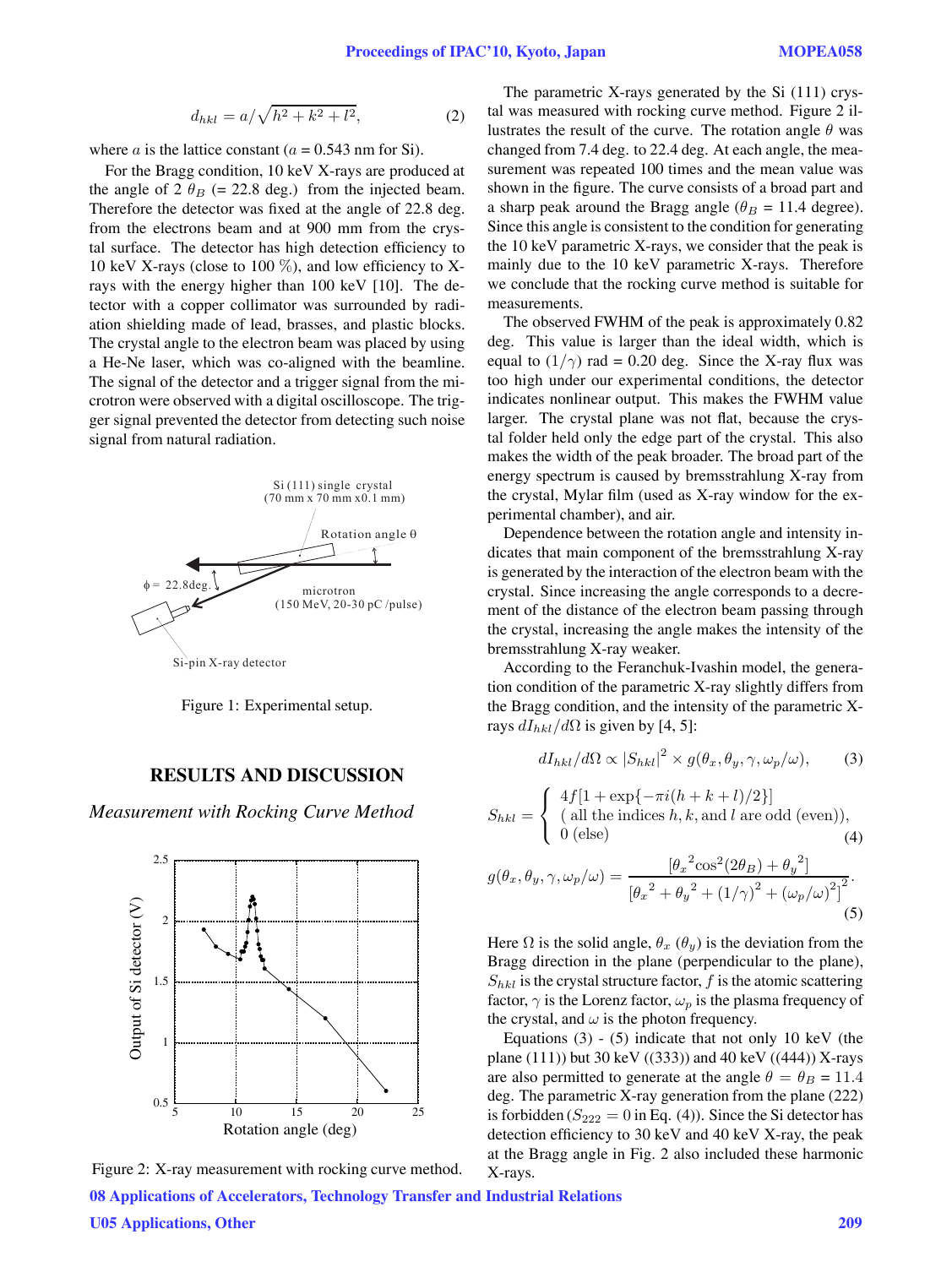$$d_{hkl} = a/\sqrt{h^2 + k^2 + l^2}, \qquad (2)$$

where $a$ is the lattice constant ($a$ = 0.543 nm for Si).

For the Bragg condition, 10 keV X-rays are produced at the angle of 2 $\theta_B$ (= 22.8 deg.) from the injected beam. Therefore the detector was fixed at the angle of 22.8 deg. from the electrons beam and at 900 mm from the crystal surface. The detector has high detection efficiency to 10 keV X-rays (close to 100 %), and low efficiency to X-rays with the energy higher than 100 keV [10]. The detector with a copper collimator was surrounded by radiation shielding made of lead, brasses, and plastic blocks. The crystal angle to the electron beam was placed by using a He-Ne laser, which was co-aligned with the beamline. The signal of the detector and a trigger signal from the microtron were observed with a digital oscilloscope. The trigger signal prevented the detector from detecting such noise signal from natural radiation.

Si (111) single crystal
(70 mm x 70 mm x0.1 mm)
Rotation angle θ
ϕ = 22.8deg.
microtron
(150 MeV, 20-30 pC /pulse)
Si-pin X-ray detector

Figure 1: Experimental setup.

## RESULTS AND DISCUSSION

### *Measurement with Rocking Curve Method*

Output of Si detector (V)
Rotation angle (deg)
2.5
2
1.5
1
0.5
5
10
15
20
25

Figure 2: X-ray measurement with rocking curve method.

The parametric X-rays generated by the Si (111) crystal was measured with rocking curve method. Figure 2 illustrates the result of the curve. The rotation angle $\theta$ was changed from 7.4 deg. to 22.4 deg. At each angle, the measurement was repeated 100 times and the mean value was shown in the figure. The curve consists of a broad part and a sharp peak around the Bragg angle ($\theta_B$ = 11.4 degree). Since this angle is consistent to the condition for generating the 10 keV parametric X-rays, we consider that the peak is mainly due to the 10 keV parametric X-rays. Therefore we conclude that the rocking curve method is suitable for measurements.

The observed FWHM of the peak is approximately 0.82 deg. This value is larger than the ideal width, which is equal to $(1/\gamma)$ rad = 0.20 deg. Since the X-ray flux was too high under our experimental conditions, the detector indicates nonlinear output. This makes the FWHM value larger. The crystal plane was not flat, because the crystal folder held only the edge part of the crystal. This also makes the width of the peak broader. The broad part of the energy spectrum is caused by bremsstrahlung X-ray from the crystal, Mylar film (used as X-ray window for the experimental chamber), and air.

Dependence between the rotation angle and intensity indicates that main component of the bremsstrahlung X-ray is generated by the interaction of the electron beam with the crystal. Since increasing the angle corresponds to a decrement of the distance of the electron beam passing through the crystal, increasing the angle makes the intensity of the bremsstrahlung X-ray weaker.

According to the Feranchuk-Ivashin model, the generation condition of the parametric X-ray slightly differs from the Bragg condition, and the intensity of the parametric X-rays $dI_{hkl}/d\Omega$ is given by [4, 5]:

$$dI_{hkl}/d\Omega \propto |S_{hkl}|^2 \times g(\theta_x, \theta_y, \gamma, \omega_p/\omega), \qquad (3)$$

$$S_{hkl} = \begin{cases} 4f[1 + \exp\{-\pi i(h+k+l)/2\}] \\ (\text{ all the indices } h, k, \text{and } l \text{ are odd (even)}), \\ 0 \text{ (else)} \end{cases} \qquad (4)$$

$$g(\theta_x, \theta_y, \gamma, \omega_p/\omega) = \frac{[{\theta_x}^2 \cos^2(2\theta_B) + {\theta_y}^2]}{\left[{\theta_x}^2 + {\theta_y}^2 + (1/\gamma)^2 + (\omega_p/\omega)^2\right]^2}. \qquad (5)$$

Here $\Omega$ is the solid angle, $\theta_x$ ($\theta_y$) is the deviation from the Bragg direction in the plane (perpendicular to the plane), $S_{hkl}$ is the crystal structure factor, $f$ is the atomic scattering factor, $\gamma$ is the Lorenz factor, $\omega_p$ is the plasma frequency of the crystal, and $\omega$ is the photon frequency.

Equations (3) - (5) indicate that not only 10 keV (the plane (111)) but 30 keV ((333)) and 40 keV ((444)) X-rays are also permitted to generate at the angle $\theta = \theta_B$ = 11.4 deg. The parametric X-ray generation from the plane (222) is forbidden ($S_{222} = 0$ in Eq. (4)). Since the Si detector has detection efficiency to 30 keV and 40 keV X-ray, the peak at the Bragg angle in Fig. 2 also included these harmonic X-rays.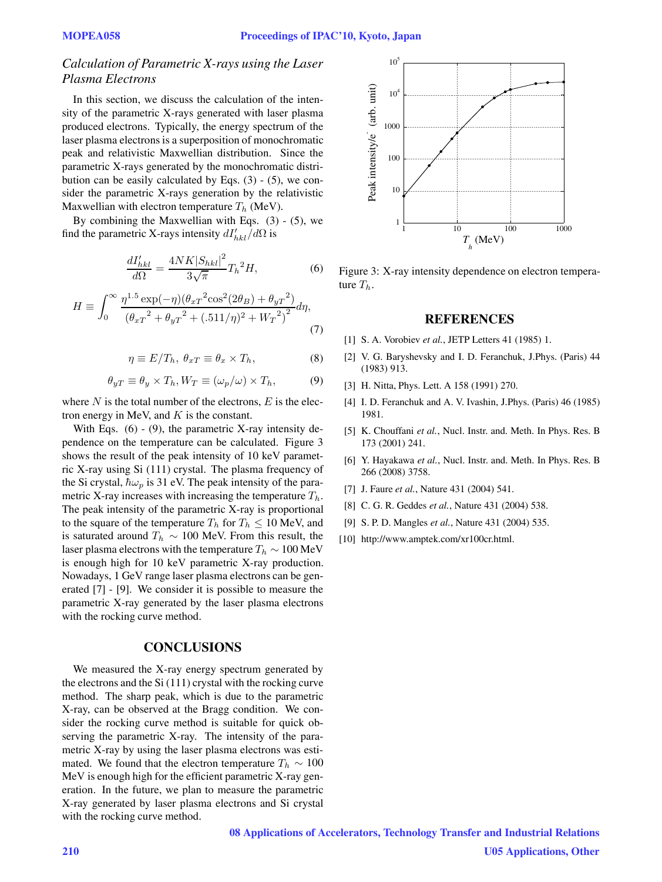## *Calculation of Parametric X-rays using the Laser Plasma Electrons*

In this section, we discuss the calculation of the intensity of the parametric X-rays generated with laser plasma produced electrons. Typically, the energy spectrum of the laser plasma electrons is a superposition of monochromatic peak and relativistic Maxwellian distribution. Since the parametric X-rays generated by the monochromatic distribution can be easily calculated by Eqs. (3) - (5), we consider the parametric X-rays generation by the relativistic Maxwellian with electron temperature $T_h$ (MeV).

By combining the Maxwellian with Eqs. (3) - (5), we find the parametric X-rays intensity $dI'_{hkl}/d\Omega$ is

$$\frac{dI'_{hkl}}{d\Omega} = \frac{4NK|S_{hkl}|^2}{3\sqrt{\pi}} {T_h}^2 H, \tag{6}$$

$$H \equiv \int_0^\infty \frac{\eta^{1.5}\exp(-\eta)({\theta_{xT}}^2\cos^2(2\theta_B) + {\theta_{yT}}^2)}{({\theta_{xT}}^2 + {\theta_{yT}}^2 + (.511/\eta)^2 + {W_T}^2)^2} d\eta, \tag{7}$$

$$\eta \equiv E/T_h,\ \theta_{xT} \equiv \theta_x \times T_h, \tag{8}$$

$$\theta_{yT} \equiv \theta_y \times T_h, W_T \equiv (\omega_p/\omega) \times T_h, \tag{9}$$

where $N$ is the total number of the electrons, $E$ is the electron energy in MeV, and $K$ is the constant.

With Eqs. (6) - (9), the parametric X-ray intensity dependence on the temperature can be calculated. Figure 3 shows the result of the peak intensity of 10 keV parametric X-ray using Si (111) crystal. The plasma frequency of the Si crystal, $\hbar\omega_p$ is 31 eV. The peak intensity of the parametric X-ray increases with increasing the temperature $T_h$. The peak intensity of the parametric X-ray is proportional to the square of the temperature $T_h$ for $T_h \leq 10$ MeV, and is saturated around $T_h \sim 100$ MeV. From this result, the laser plasma electrons with the temperature $T_h \sim 100$ MeV is enough high for 10 keV parametric X-ray production. Nowadays, 1 GeV range laser plasma electrons can be generated [7] - [9]. We consider it is possible to measure the parametric X-ray generated by the laser plasma electrons with the rocking curve method.

Peak intensity/e$^-$ (arb. unit)
$10^5$
$10^4$
1000
100
10
1
1
10
100
1000
$T_h$ (MeV)

Figure 3: X-ray intensity dependence on electron temperature $T_h$.

## CONCLUSIONS

We measured the X-ray energy spectrum generated by the electrons and the Si (111) crystal with the rocking curve method. The sharp peak, which is due to the parametric X-ray, can be observed at the Bragg condition. We consider the rocking curve method is suitable for quick observing the parametric X-ray. The intensity of the parametric X-ray by using the laser plasma electrons was estimated. We found that the electron temperature $T_h \sim 100$ MeV is enough high for the efficient parametric X-ray generation. In the future, we plan to measure the parametric X-ray generated by laser plasma electrons and Si crystal with the rocking curve method.

## REFERENCES

[1] S. A. Vorobiev *et al.*, JETP Letters 41 (1985) 1.

[2] V. G. Baryshevsky and I. D. Feranchuk, J.Phys. (Paris) 44 (1983) 913.

[3] H. Nitta, Phys. Lett. A 158 (1991) 270.

[4] I. D. Feranchuk and A. V. Ivashin, J.Phys. (Paris) 46 (1985) 1981.

[5] K. Chouffani *et al.*, Nucl. Instr. and. Meth. In Phys. Res. B 173 (2001) 241.

[6] Y. Hayakawa *et al.*, Nucl. Instr. and. Meth. In Phys. Res. B 266 (2008) 3758.

[7] J. Faure *et al.*, Nature 431 (2004) 541.

[8] C. G. R. Geddes *et al.*, Nature 431 (2004) 538.

[9] S. P. D. Mangles *et al.*, Nature 431 (2004) 535.

[10] http://www.amptek.com/xr100cr.html.